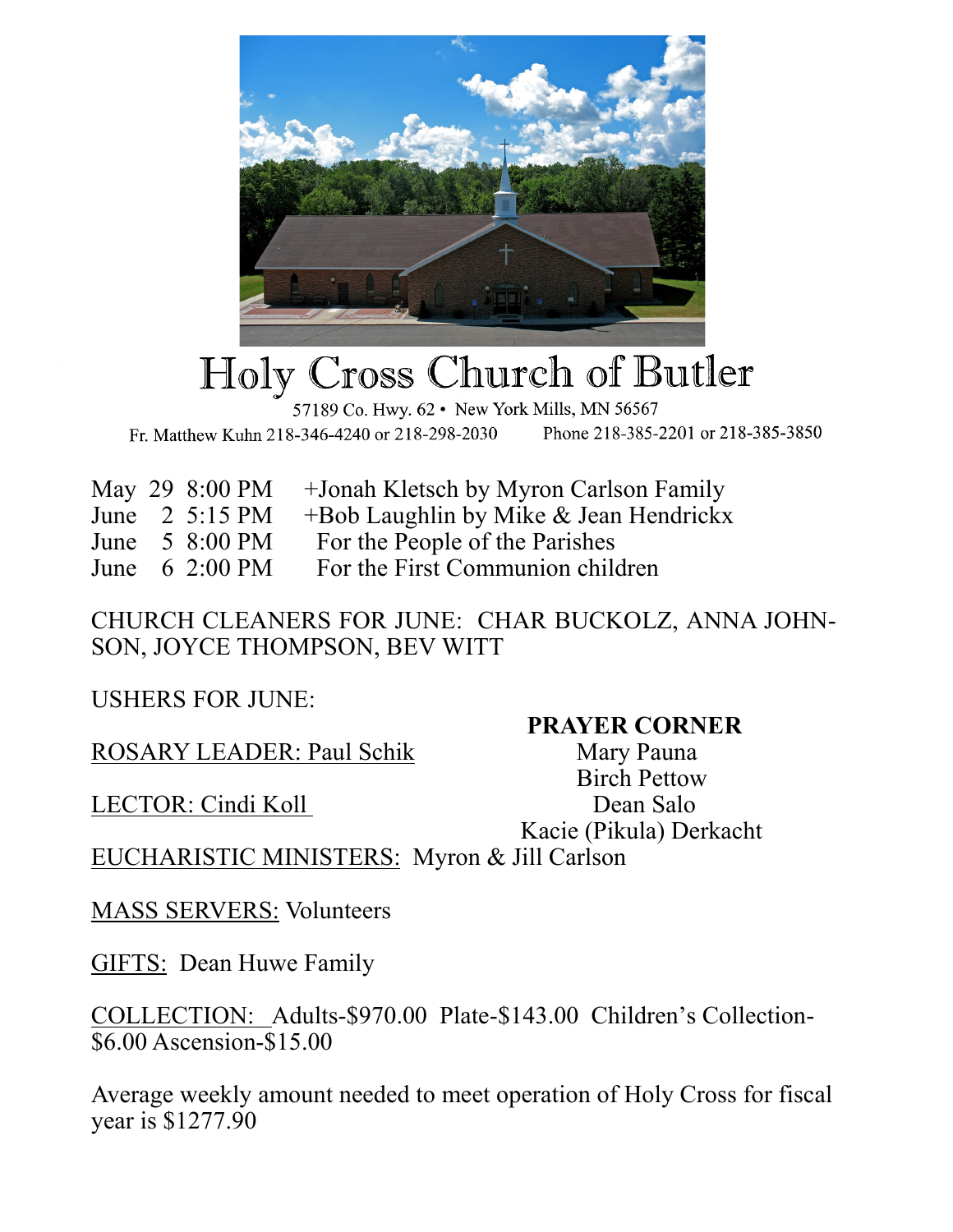# Holy Cross Church of Butler

57189 Co. Hwy. 62 • New York Mills, MN 56567

Fr. Matthew Kuhn 218-346-4240 or 218-298-2030    Phone 218-385-2201 or 218-385-3850

| | | | |
|---|---|---|---|
| May | 29 | 8:00 PM | +Jonah Kletsch by Myron Carlson Family |
| June | 2 | 5:15 PM | +Bob Laughlin by Mike & Jean Hendrickx |
| June | 5 | 8:00 PM | For the People of the Parishes |
| June | 6 | 2:00 PM | For the First Communion children |

CHURCH CLEANERS FOR JUNE: CHAR BUCKOLZ, ANNA JOHNSON, JOYCE THOMPSON, BEV WITT

USHERS FOR JUNE:

ROSARY LEADER: Paul Schik

LECTOR: Cindi Koll

EUCHARISTIC MINISTERS: Myron & Jill Carlson

MASS SERVERS: Volunteers

GIFTS: Dean Huwe Family

COLLECTION: Adults-$970.00 Plate-$143.00 Children's Collection-$6.00 Ascension-$15.00

Average weekly amount needed to meet operation of Holy Cross for fiscal year is $1277.90

**PRAYER CORNER**

Mary Pauna
Birch Pettow
Dean Salo
Kacie (Pikula) Derkacht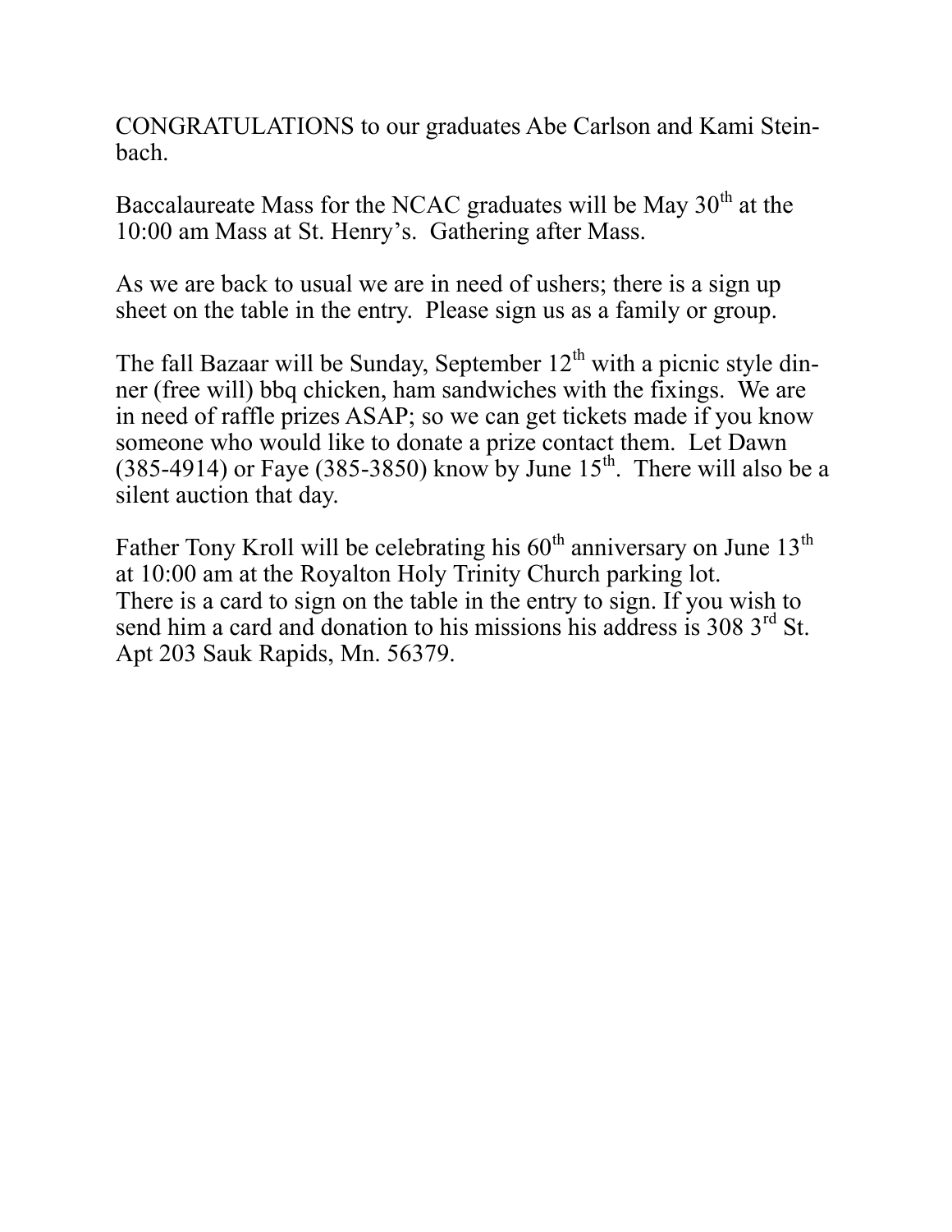CONGRATULATIONS to our graduates Abe Carlson and Kami Steinbach.

Baccalaureate Mass for the NCAC graduates will be May 30th at the 10:00 am Mass at St. Henry's. Gathering after Mass.

As we are back to usual we are in need of ushers; there is a sign up sheet on the table in the entry. Please sign us as a family or group.

The fall Bazaar will be Sunday, September 12th with a picnic style dinner (free will) bbq chicken, ham sandwiches with the fixings. We are in need of raffle prizes ASAP; so we can get tickets made if you know someone who would like to donate a prize contact them. Let Dawn (385-4914) or Faye (385-3850) know by June 15th. There will also be a silent auction that day.

Father Tony Kroll will be celebrating his 60th anniversary on June 13th at 10:00 am at the Royalton Holy Trinity Church parking lot.
There is a card to sign on the table in the entry to sign. If you wish to send him a card and donation to his missions his address is 308 3rd St. Apt 203 Sauk Rapids, Mn. 56379.